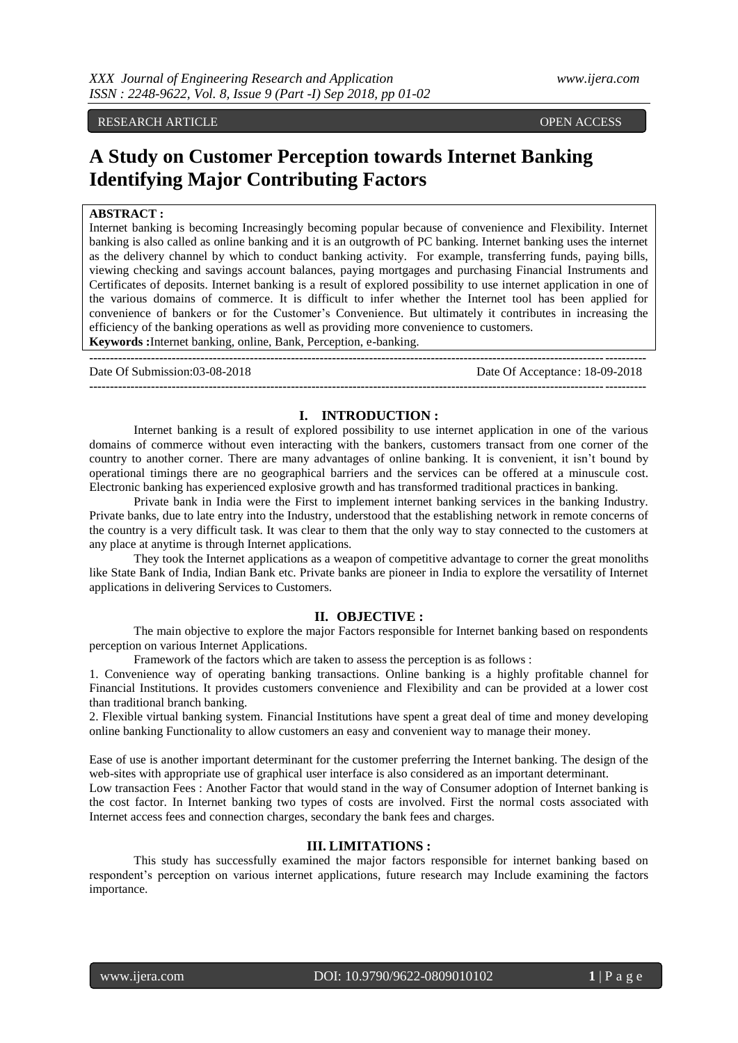RESEARCH ARTICLE OPEN ACCESS

# A Study on Customer Perception towards Internet Banking Identifying Major Contributing Factors

**ABSTRACT :**
Internet banking is becoming Increasingly becoming popular because of convenience and Flexibility. Internet banking is also called as online banking and it is an outgrowth of PC banking. Internet banking uses the internet as the delivery channel by which to conduct banking activity. For example, transferring funds, paying bills, viewing checking and savings account balances, paying mortgages and purchasing Financial Instruments and Certificates of deposits. Internet banking is a result of explored possibility to use internet application in one of the various domains of commerce. It is difficult to infer whether the Internet tool has been applied for convenience of bankers or for the Customer's Convenience. But ultimately it contributes in increasing the efficiency of the banking operations as well as providing more convenience to customers.

**Keywords :**Internet banking, online, Bank, Perception, e-banking.

Date Of Submission:03-08-2018 Date Of Acceptance: 18-09-2018

## I. INTRODUCTION :

Internet banking is a result of explored possibility to use internet application in one of the various domains of commerce without even interacting with the bankers, customers transact from one corner of the country to another corner. There are many advantages of online banking. It is convenient, it isn't bound by operational timings there are no geographical barriers and the services can be offered at a minuscule cost. Electronic banking has experienced explosive growth and has transformed traditional practices in banking.

Private bank in India were the First to implement internet banking services in the banking Industry. Private banks, due to late entry into the Industry, understood that the establishing network in remote concerns of the country is a very difficult task. It was clear to them that the only way to stay connected to the customers at any place at anytime is through Internet applications.

They took the Internet applications as a weapon of competitive advantage to corner the great monoliths like State Bank of India, Indian Bank etc. Private banks are pioneer in India to explore the versatility of Internet applications in delivering Services to Customers.

## II. OBJECTIVE :

The main objective to explore the major Factors responsible for Internet banking based on respondents perception on various Internet Applications.

Framework of the factors which are taken to assess the perception is as follows :

1. Convenience way of operating banking transactions. Online banking is a highly profitable channel for Financial Institutions. It provides customers convenience and Flexibility and can be provided at a lower cost than traditional branch banking.
2. Flexible virtual banking system. Financial Institutions have spent a great deal of time and money developing online banking Functionality to allow customers an easy and convenient way to manage their money.

Ease of use is another important determinant for the customer preferring the Internet banking. The design of the web-sites with appropriate use of graphical user interface is also considered as an important determinant.

Low transaction Fees : Another Factor that would stand in the way of Consumer adoption of Internet banking is the cost factor. In Internet banking two types of costs are involved. First the normal costs associated with Internet access fees and connection charges, secondary the bank fees and charges.

## III. LIMITATIONS :

This study has successfully examined the major factors responsible for internet banking based on respondent's perception on various internet applications, future research may Include examining the factors importance.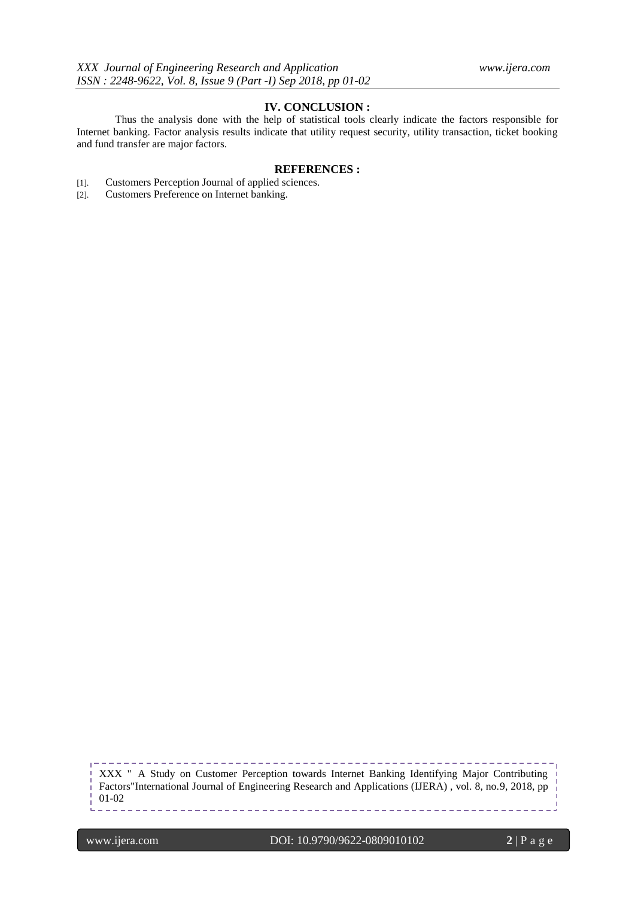## IV. CONCLUSION :

Thus the analysis done with the help of statistical tools clearly indicate the factors responsible for Internet banking. Factor analysis results indicate that utility request security, utility transaction, ticket booking and fund transfer are major factors.

## REFERENCES :

[1]. Customers Perception Journal of applied sciences.

[2]. Customers Preference on Internet banking.

XXX " A Study on Customer Perception towards Internet Banking Identifying Major Contributing Factors"International Journal of Engineering Research and Applications (IJERA) , vol. 8, no.9, 2018, pp 01-02